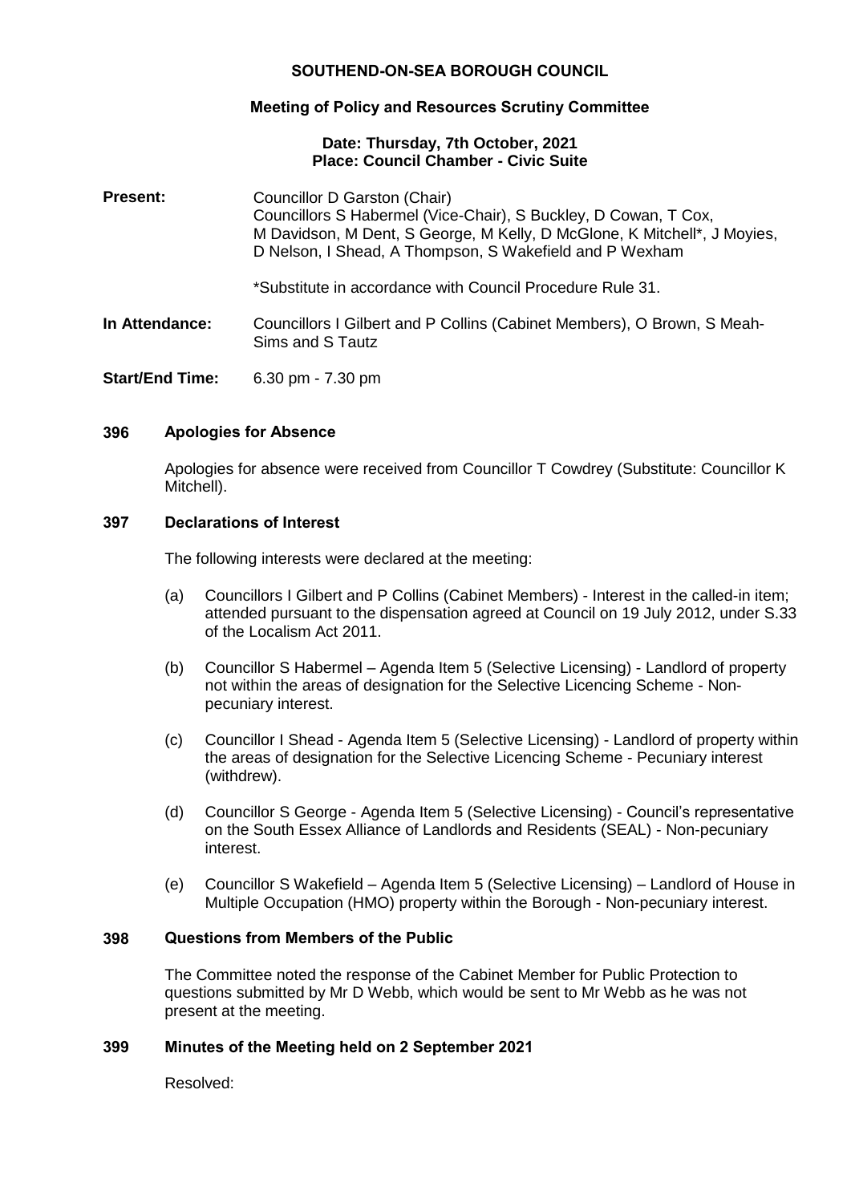# SOUTHEND-ON-SEA BOROUGH COUNCIL

## Meeting of Policy and Resources Scrutiny Committee

**Date: Thursday, 7th October, 2021**
**Place: Council Chamber - Civic Suite**

**Present:** Councillor D Garston (Chair)
Councillors S Habermel (Vice-Chair), S Buckley, D Cowan, T Cox, M Davidson, M Dent, S George, M Kelly, D McGlone, K Mitchell*, J Moyies, D Nelson, I Shead, A Thompson, S Wakefield and P Wexham

*Substitute in accordance with Council Procedure Rule 31.

**In Attendance:** Councillors I Gilbert and P Collins (Cabinet Members), O Brown, S Meah-Sims and S Tautz

**Start/End Time:** 6.30 pm - 7.30 pm

### 396 Apologies for Absence

Apologies for absence were received from Councillor T Cowdrey (Substitute: Councillor K Mitchell).

### 397 Declarations of Interest

The following interests were declared at the meeting:

(a) Councillors I Gilbert and P Collins (Cabinet Members) - Interest in the called-in item; attended pursuant to the dispensation agreed at Council on 19 July 2012, under S.33 of the Localism Act 2011.

(b) Councillor S Habermel – Agenda Item 5 (Selective Licensing) - Landlord of property not within the areas of designation for the Selective Licencing Scheme - Non-pecuniary interest.

(c) Councillor I Shead - Agenda Item 5 (Selective Licensing) - Landlord of property within the areas of designation for the Selective Licencing Scheme - Pecuniary interest (withdrew).

(d) Councillor S George - Agenda Item 5 (Selective Licensing) - Council's representative on the South Essex Alliance of Landlords and Residents (SEAL) - Non-pecuniary interest.

(e) Councillor S Wakefield – Agenda Item 5 (Selective Licensing) – Landlord of House in Multiple Occupation (HMO) property within the Borough - Non-pecuniary interest.

### 398 Questions from Members of the Public

The Committee noted the response of the Cabinet Member for Public Protection to questions submitted by Mr D Webb, which would be sent to Mr Webb as he was not present at the meeting.

### 399 Minutes of the Meeting held on 2 September 2021

Resolved: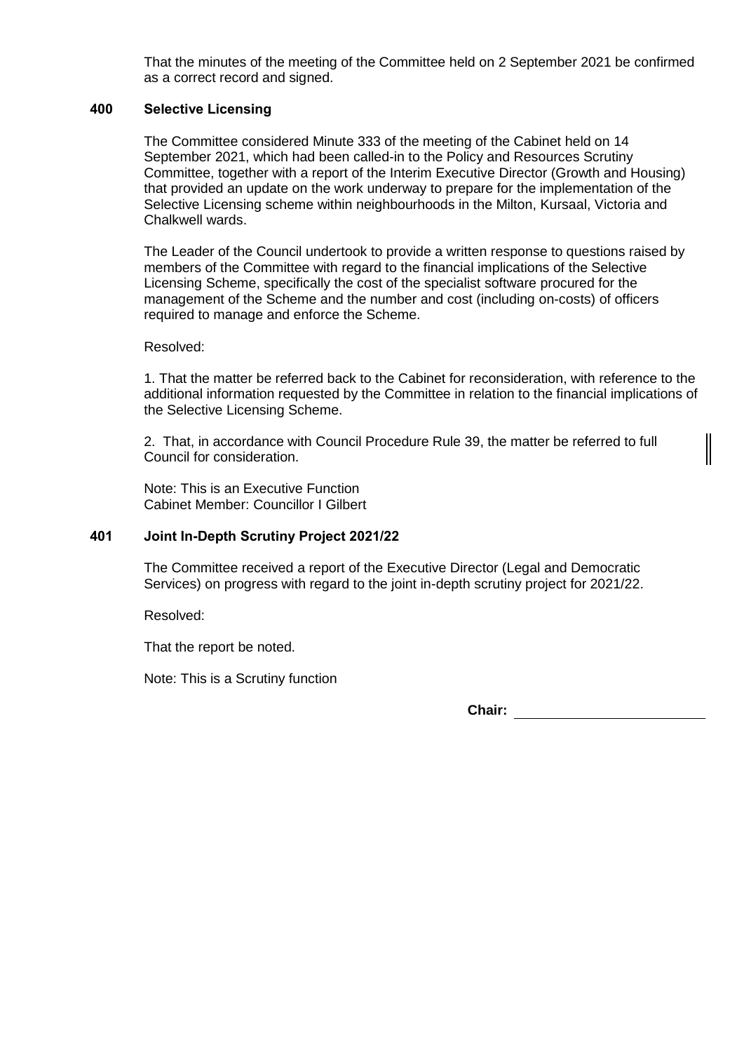That the minutes of the meeting of the Committee held on 2 September 2021 be confirmed as a correct record and signed.

### 400 Selective Licensing

The Committee considered Minute 333 of the meeting of the Cabinet held on 14 September 2021, which had been called-in to the Policy and Resources Scrutiny Committee, together with a report of the Interim Executive Director (Growth and Housing) that provided an update on the work underway to prepare for the implementation of the Selective Licensing scheme within neighbourhoods in the Milton, Kursaal, Victoria and Chalkwell wards.

The Leader of the Council undertook to provide a written response to questions raised by members of the Committee with regard to the financial implications of the Selective Licensing Scheme, specifically the cost of the specialist software procured for the management of the Scheme and the number and cost (including on-costs) of officers required to manage and enforce the Scheme.

Resolved:

1. That the matter be referred back to the Cabinet for reconsideration, with reference to the additional information requested by the Committee in relation to the financial implications of the Selective Licensing Scheme.

2. That, in accordance with Council Procedure Rule 39, the matter be referred to full Council for consideration.

Note: This is an Executive Function
Cabinet Member: Councillor I Gilbert

### 401 Joint In-Depth Scrutiny Project 2021/22

The Committee received a report of the Executive Director (Legal and Democratic Services) on progress with regard to the joint in-depth scrutiny project for 2021/22.

Resolved:

That the report be noted.

Note: This is a Scrutiny function

**Chair:** ________________________